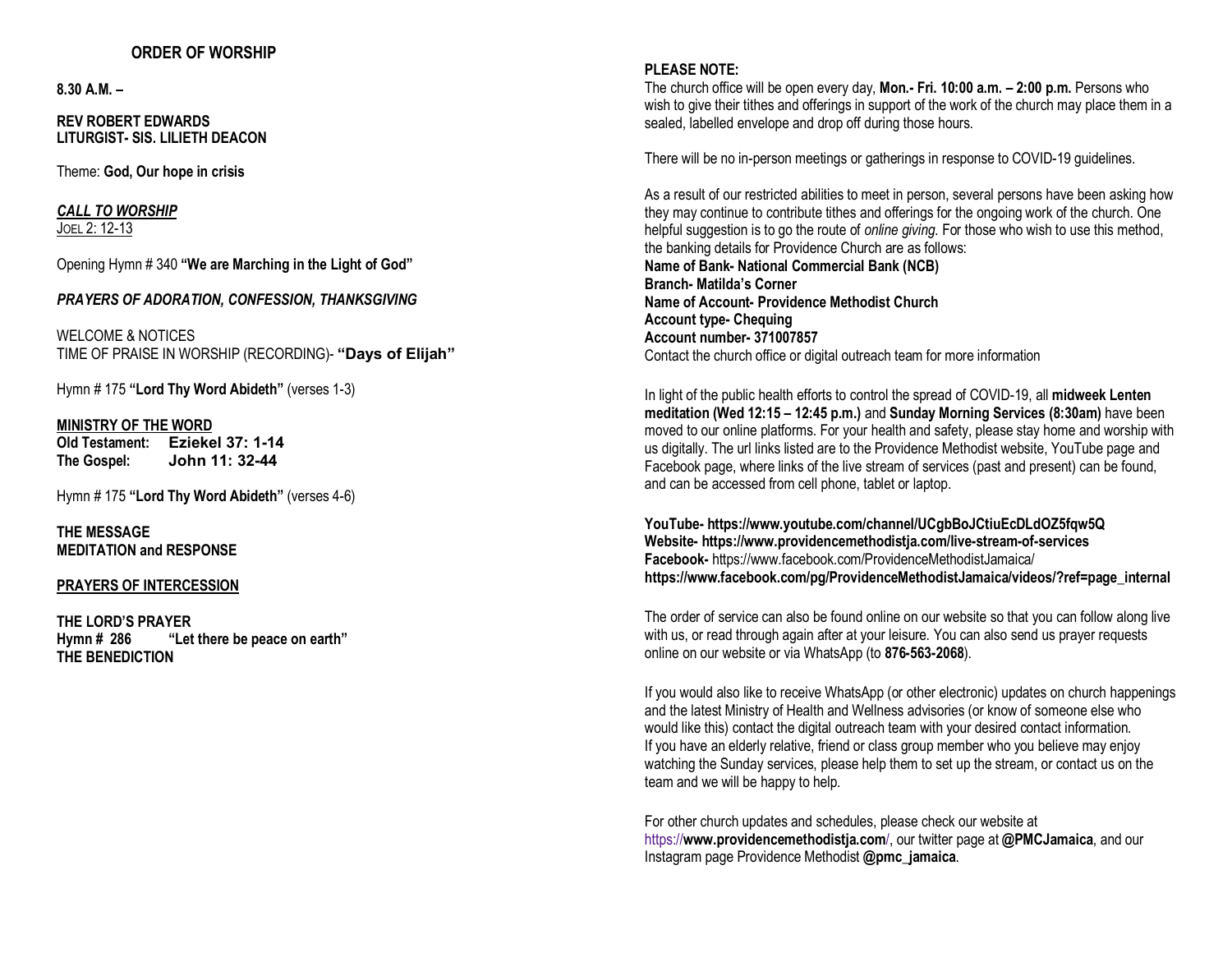## ORDER OF WORSHIP

**8.30 A.M. –**

**REV ROBERT EDWARDS**
**LITURGIST- SIS. LILIETH DEACON**

Theme: **God, Our hope in crisis**

***CALL TO WORSHIP***
JOEL 2: 12-13

Opening Hymn # 340 **"We are Marching in the Light of God"**

***PRAYERS OF ADORATION, CONFESSION, THANKSGIVING***

WELCOME & NOTICES
TIME OF PRAISE IN WORSHIP (RECORDING)- **"Days of Elijah"**

Hymn # 175 **"Lord Thy Word Abideth"** (verses 1-3)

**MINISTRY OF THE WORD**
**Old Testament: Eziekel 37: 1-14**
**The Gospel: John 11: 32-44**

Hymn # 175 **"Lord Thy Word Abideth"** (verses 4-6)

**THE MESSAGE**
**MEDITATION and RESPONSE**

**PRAYERS OF INTERCESSION**

**THE LORD'S PRAYER**
**Hymn # 286 "Let there be peace on earth"**
**THE BENEDICTION**

**PLEASE NOTE:**
The church office will be open every day, **Mon.- Fri. 10:00 a.m. – 2:00 p.m.** Persons who wish to give their tithes and offerings in support of the work of the church may place them in a sealed, labelled envelope and drop off during those hours.

There will be no in-person meetings or gatherings in response to COVID-19 guidelines.

As a result of our restricted abilities to meet in person, several persons have been asking how they may continue to contribute tithes and offerings for the ongoing work of the church. One helpful suggestion is to go the route of *online giving*. For those who wish to use this method, the banking details for Providence Church are as follows:
**Name of Bank- National Commercial Bank (NCB)**
**Branch- Matilda's Corner**
**Name of Account- Providence Methodist Church**
**Account type- Chequing**
**Account number- 371007857**
Contact the church office or digital outreach team for more information

In light of the public health efforts to control the spread of COVID-19, all **midweek Lenten meditation (Wed 12:15 – 12:45 p.m.)** and **Sunday Morning Services (8:30am)** have been moved to our online platforms. For your health and safety, please stay home and worship with us digitally. The url links listed are to the Providence Methodist website, YouTube page and Facebook page, where links of the live stream of services (past and present) can be found, and can be accessed from cell phone, tablet or laptop.

**YouTube- https://www.youtube.com/channel/UCgbBoJCtiuEcDLdOZ5fqw5Q**
**Website- https://www.providencemethodistja.com/live-stream-of-services**
**Facebook-** https://www.facebook.com/ProvidenceMethodistJamaica/
**https://www.facebook.com/pg/ProvidenceMethodistJamaica/videos/?ref=page_internal**

The order of service can also be found online on our website so that you can follow along live with us, or read through again after at your leisure. You can also send us prayer requests online on our website or via WhatsApp (to **876-563-2068**).

If you would also like to receive WhatsApp (or other electronic) updates on church happenings and the latest Ministry of Health and Wellness advisories (or know of someone else who would like this) contact the digital outreach team with your desired contact information.
If you have an elderly relative, friend or class group member who you believe may enjoy watching the Sunday services, please help them to set up the stream, or contact us on the team and we will be happy to help.

For other church updates and schedules, please check our website at https://**www.providencemethodistja.com/**, our twitter page at **@PMCJamaica**, and our Instagram page Providence Methodist **@pmc_jamaica**.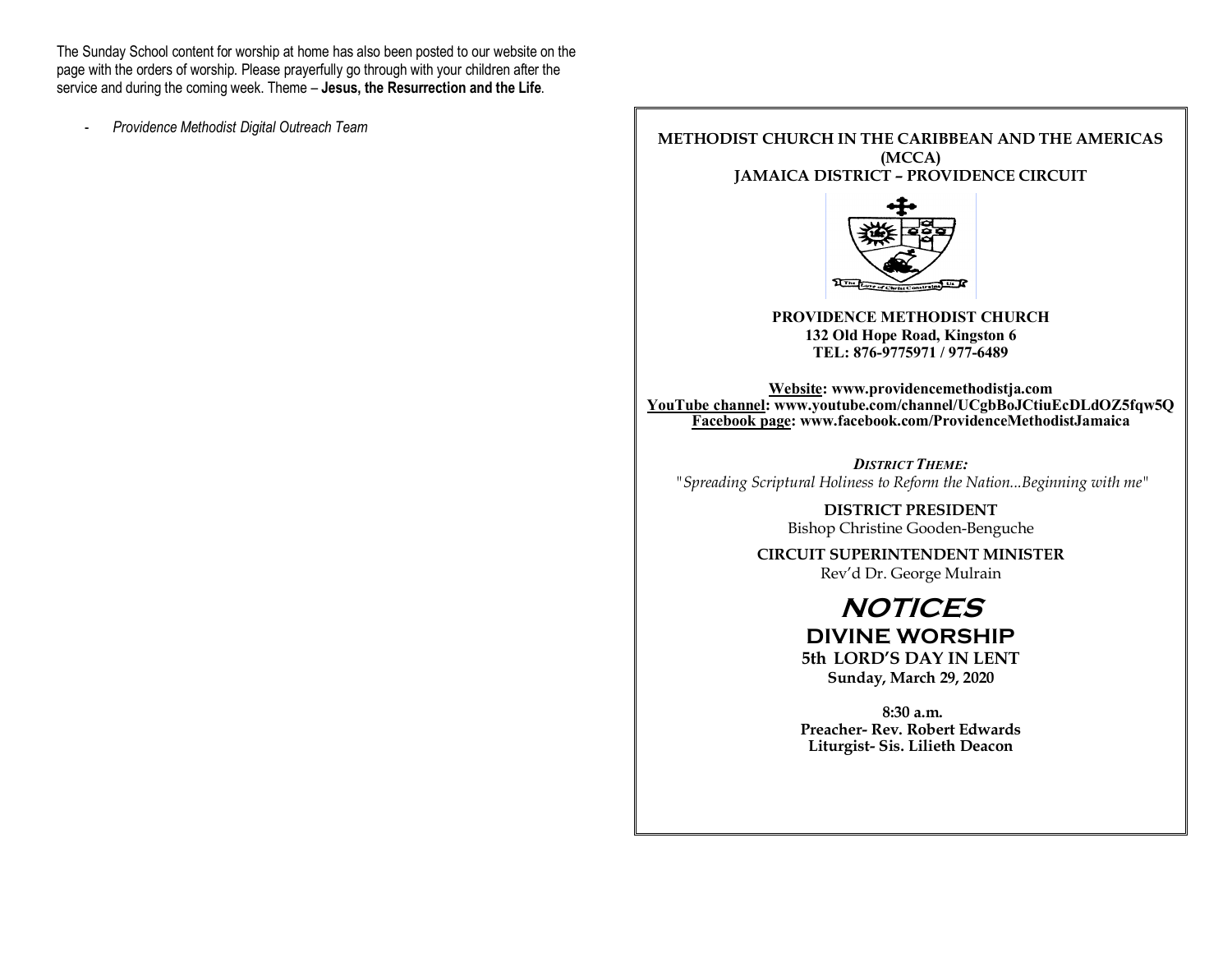The Sunday School content for worship at home has also been posted to our website on the page with the orders of worship. Please prayerfully go through with your children after the service and during the coming week. Theme – **Jesus, the Resurrection and the Life**.

- *Providence Methodist Digital Outreach Team*

**METHODIST CHURCH IN THE CARIBBEAN AND THE AMERICAS (MCCA)**
**JAMAICA DISTRICT – PROVIDENCE CIRCUIT**

**PROVIDENCE METHODIST CHURCH**
**132 Old Hope Road, Kingston 6**
**TEL: 876-9775971 / 977-6489**

**Website: www.providencemethodistja.com**
**YouTube channel: www.youtube.com/channel/UCgbBoJCtiuEcDLdOZ5fqw5Q**
**Facebook page: www.facebook.com/ProvidenceMethodistJamaica**

***DISTRICT THEME:***
*"Spreading Scriptural Holiness to Reform the Nation...Beginning with me"*

**DISTRICT PRESIDENT**
Bishop Christine Gooden-Benguche

**CIRCUIT SUPERINTENDENT MINISTER**
Rev'd Dr. George Mulrain

# NOTICES

## DIVINE WORSHIP

**5th LORD'S DAY IN LENT**
**Sunday, March 29, 2020**

**8:30 a.m.**
**Preacher- Rev. Robert Edwards**
**Liturgist- Sis. Lilieth Deacon**